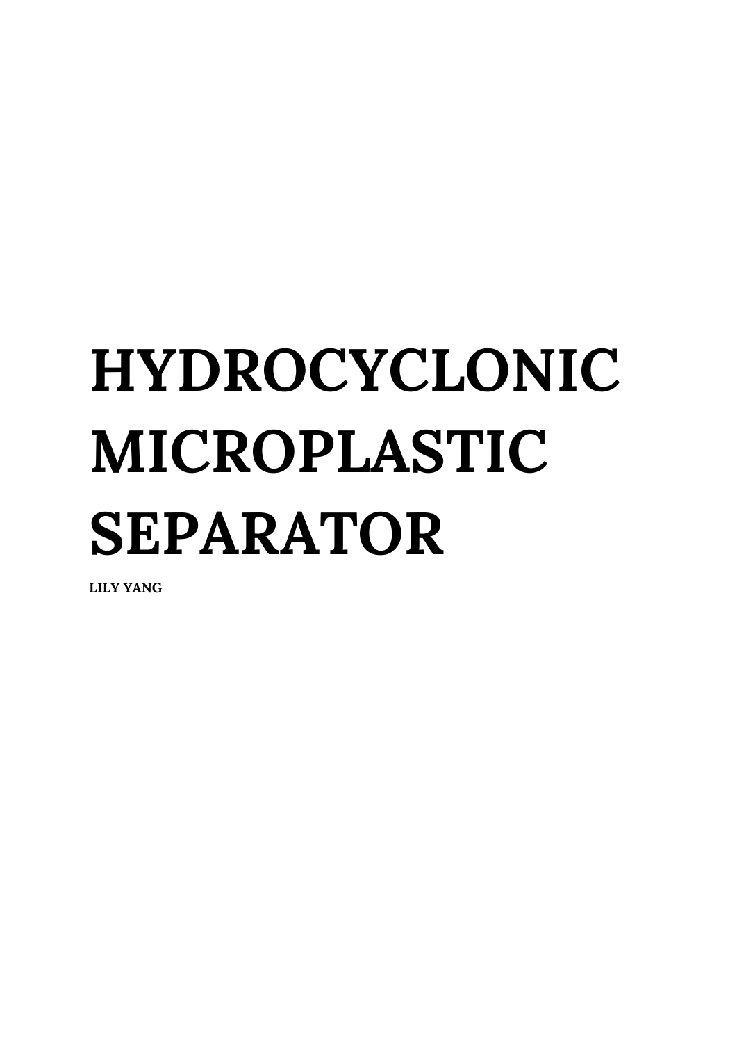# HYDROCYCLONIC MICROPLASTIC SEPARATOR

LILY YANG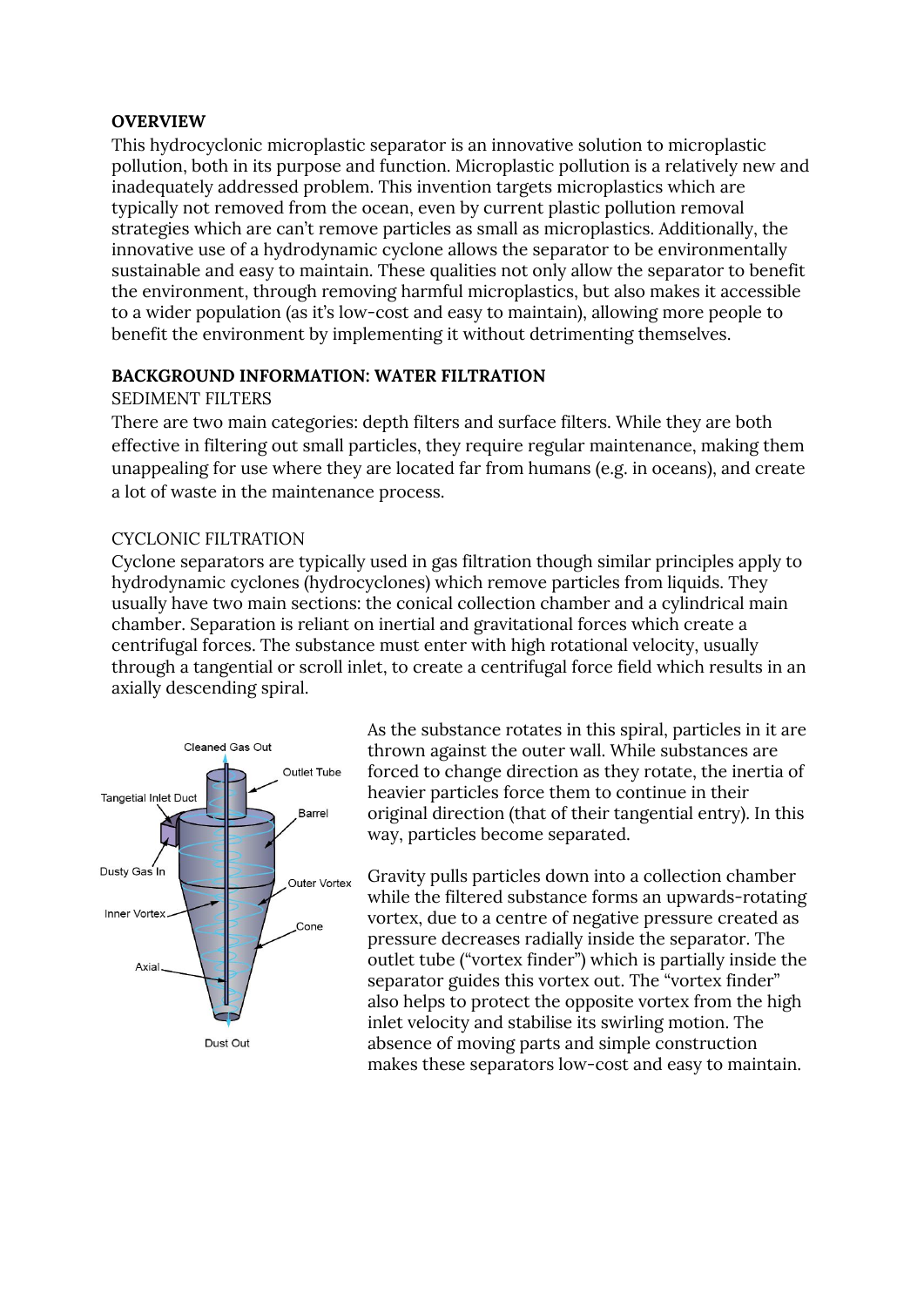**OVERVIEW**

This hydrocyclonic microplastic separator is an innovative solution to microplastic pollution, both in its purpose and function. Microplastic pollution is a relatively new and inadequately addressed problem. This invention targets microplastics which are typically not removed from the ocean, even by current plastic pollution removal strategies which are can't remove particles as small as microplastics. Additionally, the innovative use of a hydrodynamic cyclone allows the separator to be environmentally sustainable and easy to maintain. These qualities not only allow the separator to benefit the environment, through removing harmful microplastics, but also makes it accessible to a wider population (as it's low-cost and easy to maintain), allowing more people to benefit the environment by implementing it without detrimenting themselves.

**BACKGROUND INFORMATION: WATER FILTRATION**

SEDIMENT FILTERS

There are two main categories: depth filters and surface filters. While they are both effective in filtering out small particles, they require regular maintenance, making them unappealing for use where they are located far from humans (e.g. in oceans), and create a lot of waste in the maintenance process.

CYCLONIC FILTRATION

Cyclone separators are typically used in gas filtration though similar principles apply to hydrodynamic cyclones (hydrocyclones) which remove particles from liquids. They usually have two main sections: the conical collection chamber and a cylindrical main chamber. Separation is reliant on inertial and gravitational forces which create a centrifugal forces. The substance must enter with high rotational velocity, usually through a tangential or scroll inlet, to create a centrifugal force field which results in an axially descending spiral.

As the substance rotates in this spiral, particles in it are thrown against the outer wall. While substances are forced to change direction as they rotate, the inertia of heavier particles force them to continue in their original direction (that of their tangential entry). In this way, particles become separated.

Gravity pulls particles down into a collection chamber while the filtered substance forms an upwards-rotating vortex, due to a centre of negative pressure created as pressure decreases radially inside the separator. The outlet tube ("vortex finder") which is partially inside the separator guides this vortex out. The "vortex finder" also helps to protect the opposite vortex from the high inlet velocity and stabilise its swirling motion. The absence of moving parts and simple construction makes these separators low-cost and easy to maintain.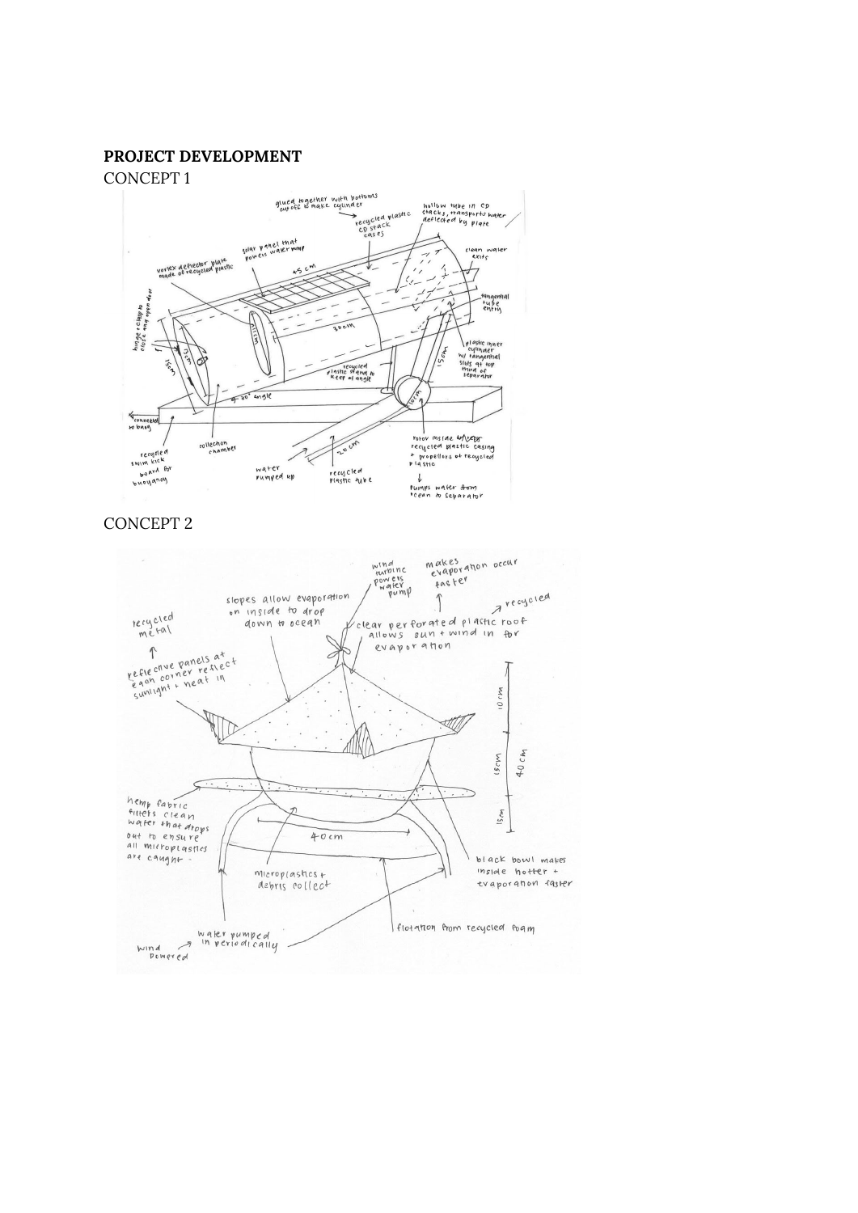**PROJECT DEVELOPMENT**

CONCEPT 1

CONCEPT 2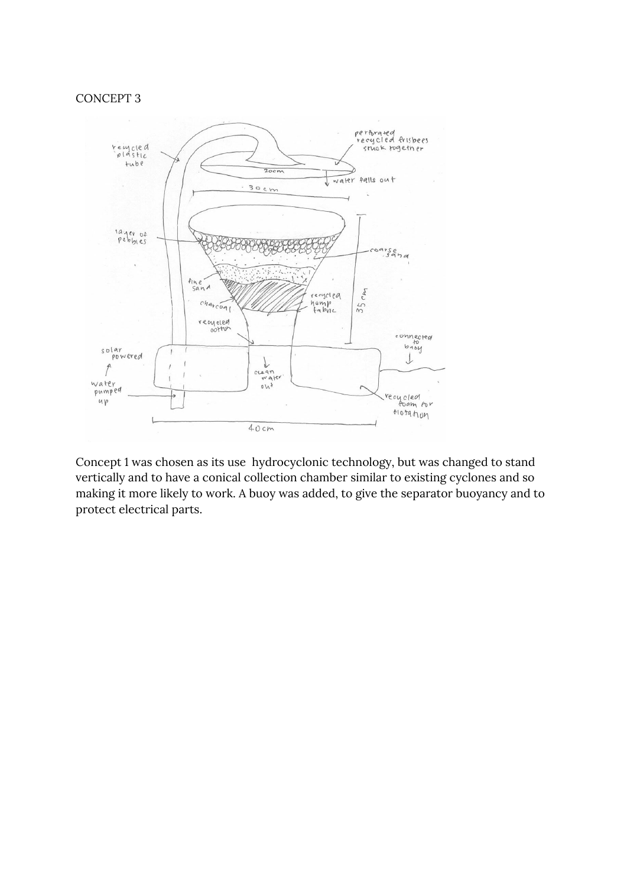CONCEPT 3

Concept 1 was chosen as its use  hydrocyclonic technology, but was changed to stand vertically and to have a conical collection chamber similar to existing cyclones and so making it more likely to work. A buoy was added, to give the separator buoyancy and to protect electrical parts.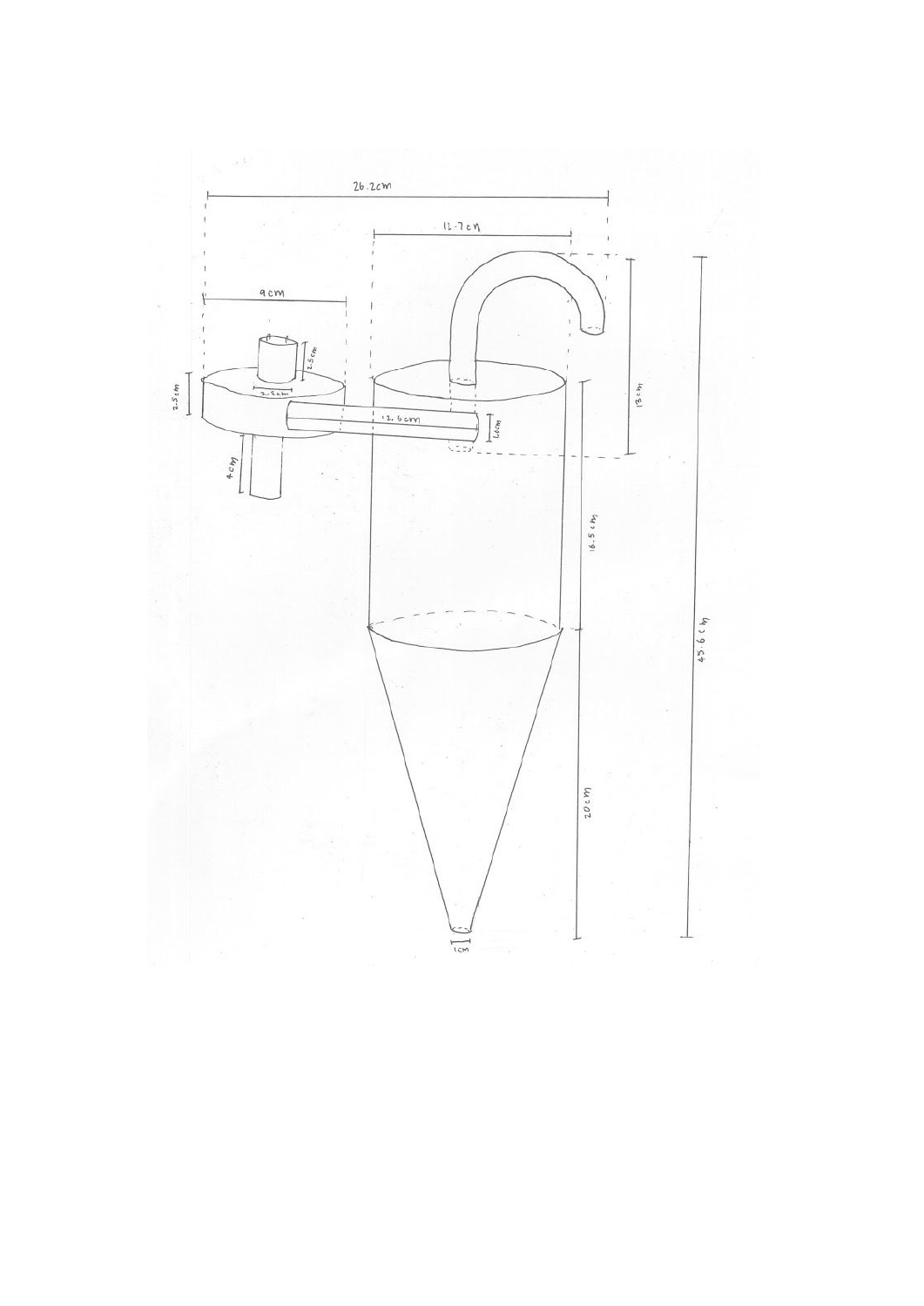26.2cm

11.7cm

9cm

2.5cm

2.5cm

2.2cm

12.6cm

6cm

4cm

13cm

16.5cm

45.6cm

20cm

1cm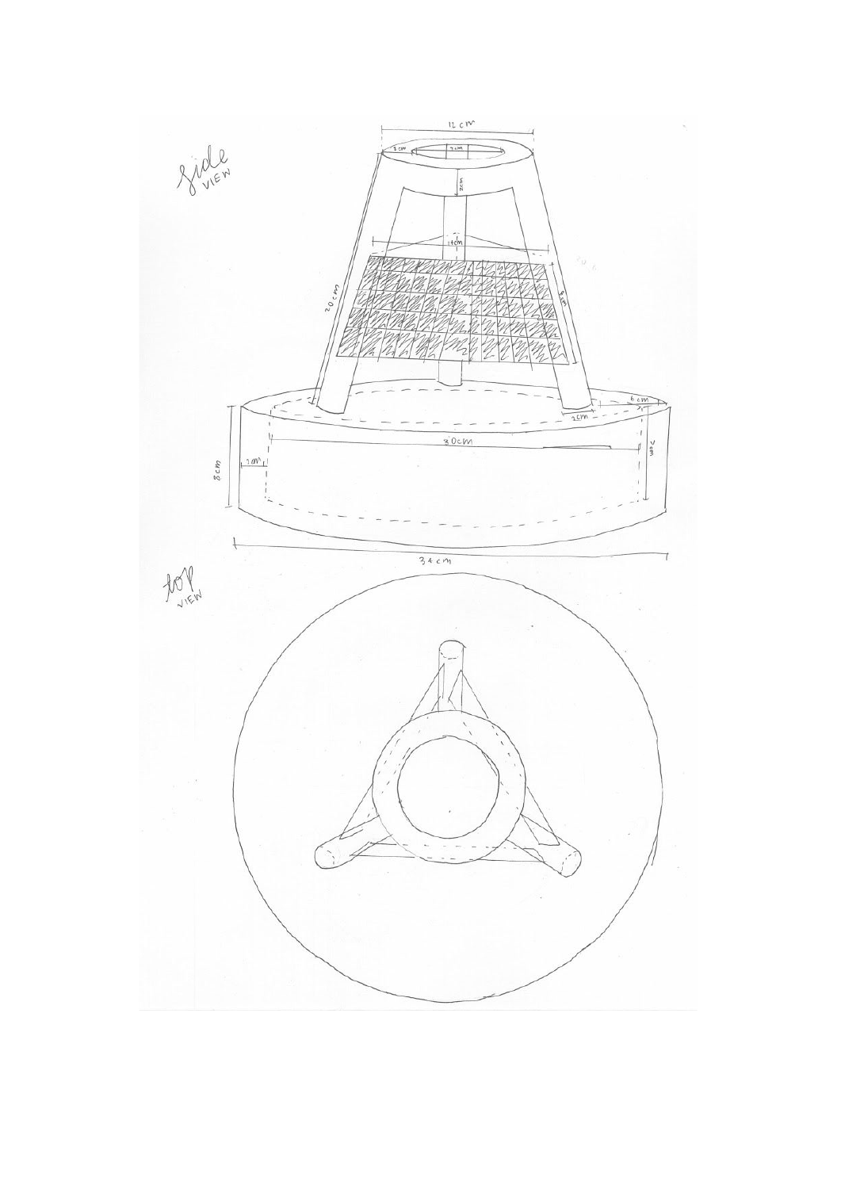*Side* VIEW

12 cm

3 cm

7 cm

2cm

14cm

20 cm

9 cm

6 cm

2cm

30cm

7cm

8cm

7cm

34 cm

*top* VIEW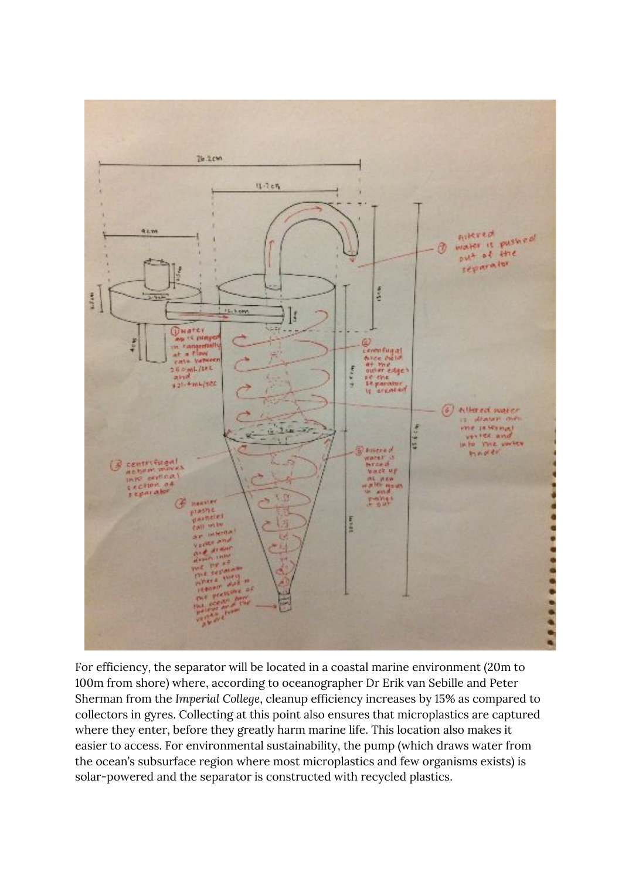For efficiency, the separator will be located in a coastal marine environment (20m to 100m from shore) where, according to oceanographer Dr Erik van Sebille and Peter Sherman from the *Imperial College*, cleanup efficiency increases by 15% as compared to collectors in gyres. Collecting at this point also ensures that microplastics are captured where they enter, before they greatly harm marine life. This location also makes it easier to access. For environmental sustainability, the pump (which draws water from the ocean's subsurface region where most microplastics and few organisms exists) is solar-powered and the separator is constructed with recycled plastics.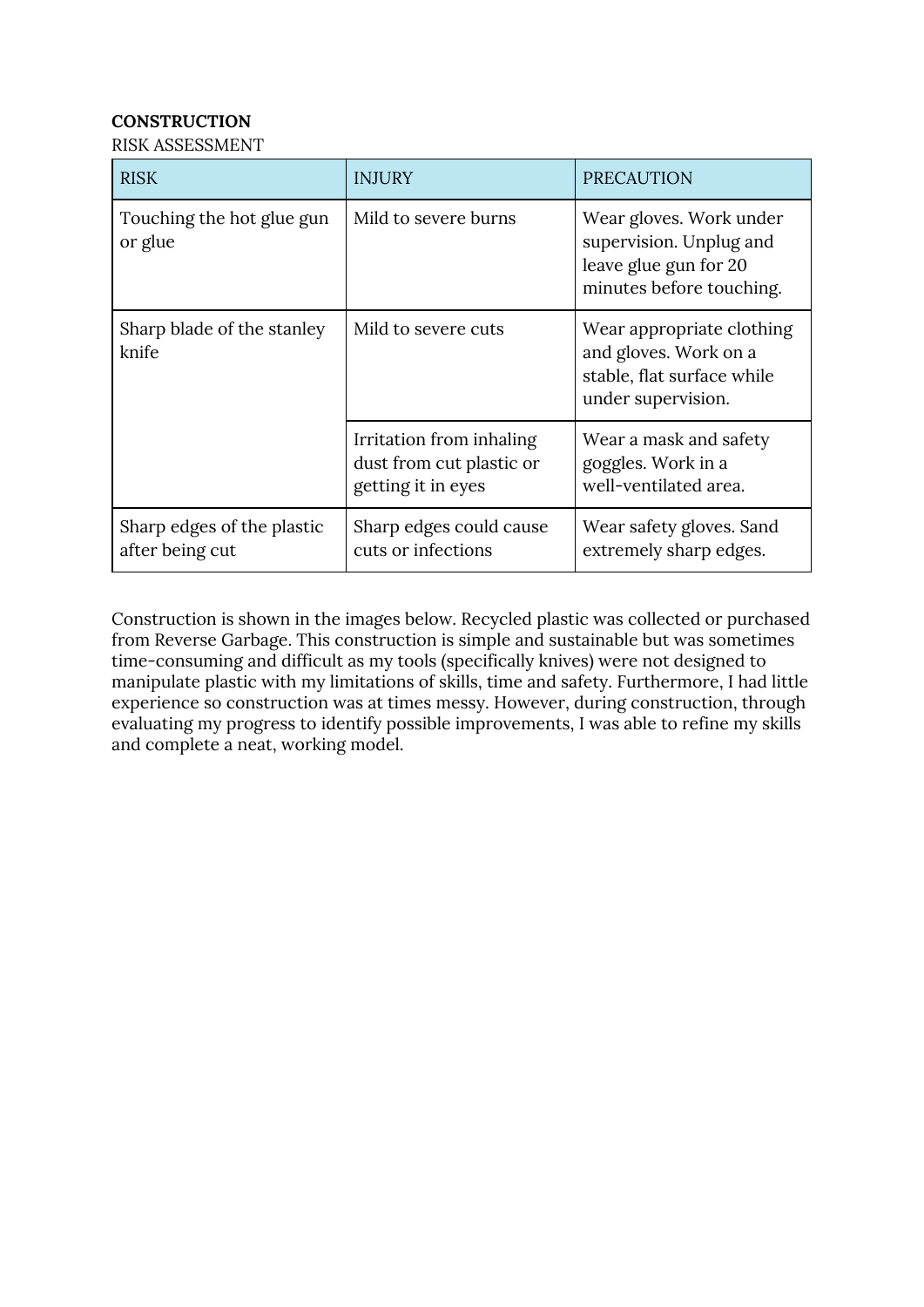**CONSTRUCTION**

RISK ASSESSMENT

| RISK | INJURY | PRECAUTION |
|---|---|---|
| Touching the hot glue gun or glue | Mild to severe burns | Wear gloves. Work under supervision. Unplug and leave glue gun for 20 minutes before touching. |
| Sharp blade of the stanley knife | Mild to severe cuts | Wear appropriate clothing and gloves. Work on a stable, flat surface while under supervision. |
| | Irritation from inhaling dust from cut plastic or getting it in eyes | Wear a mask and safety goggles. Work in a well-ventilated area. |
| Sharp edges of the plastic after being cut | Sharp edges could cause cuts or infections | Wear safety gloves. Sand extremely sharp edges. |

Construction is shown in the images below. Recycled plastic was collected or purchased from Reverse Garbage. This construction is simple and sustainable but was sometimes time-consuming and difficult as my tools (specifically knives) were not designed to manipulate plastic with my limitations of skills, time and safety. Furthermore, I had little experience so construction was at times messy. However, during construction, through evaluating my progress to identify possible improvements, I was able to refine my skills and complete a neat, working model.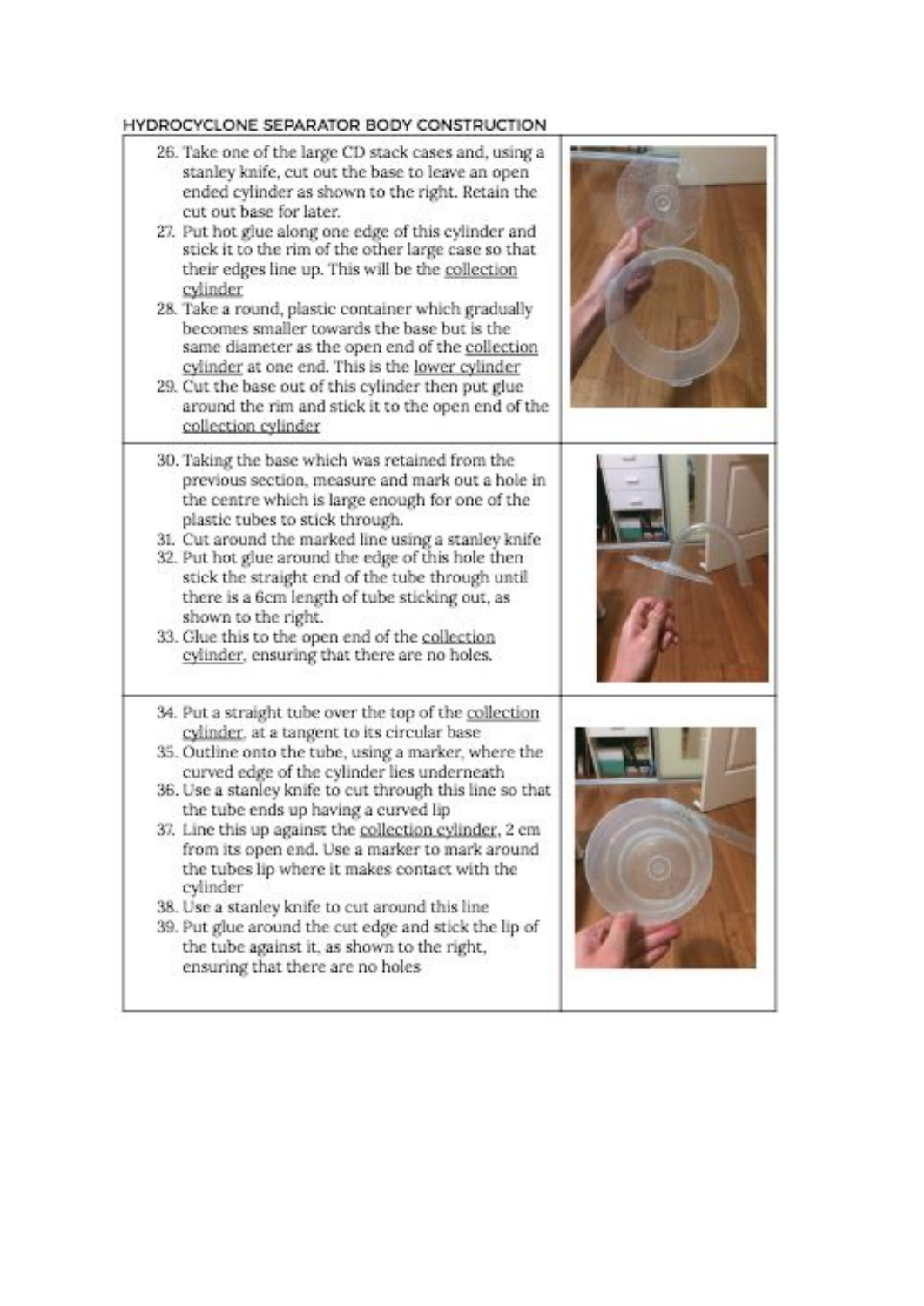### HYDROCYCLONE SEPARATOR BODY CONSTRUCTION

26. Take one of the large CD stack cases and, using a stanley knife, cut out the base to leave an open ended cylinder as shown to the right. Retain the cut out base for later.
27. Put hot glue along one edge of this cylinder and stick it to the rim of the other large case so that their edges line up. This will be the <u>collection cylinder</u>
28. Take a round, plastic container which gradually becomes smaller towards the base but is the same diameter as the open end of the <u>collection cylinder</u> at one end. This is the <u>lower cylinder</u>
29. Cut the base out of this cylinder then put glue around the rim and stick it to the open end of the <u>collection cylinder</u>

30. Taking the base which was retained from the previous section, measure and mark out a hole in the centre which is large enough for one of the plastic tubes to stick through.
31. Cut around the marked line using a stanley knife
32. Put hot glue around the edge of this hole then stick the straight end of the tube through until there is a 6cm length of tube sticking out, as shown to the right.
33. Glue this to the open end of the <u>collection cylinder</u>, ensuring that there are no holes.

34. Put a straight tube over the top of the <u>collection cylinder</u>, at a tangent to its circular base
35. Outline onto the tube, using a marker, where the curved edge of the cylinder lies underneath
36. Use a stanley knife to cut through this line so that the tube ends up having a curved lip
37. Line this up against the <u>collection cylinder</u>, 2 cm from its open end. Use a marker to mark around the tubes lip where it makes contact with the cylinder
38. Use a stanley knife to cut around this line
39. Put glue around the cut edge and stick the lip of the tube against it, as shown to the right, ensuring that there are no holes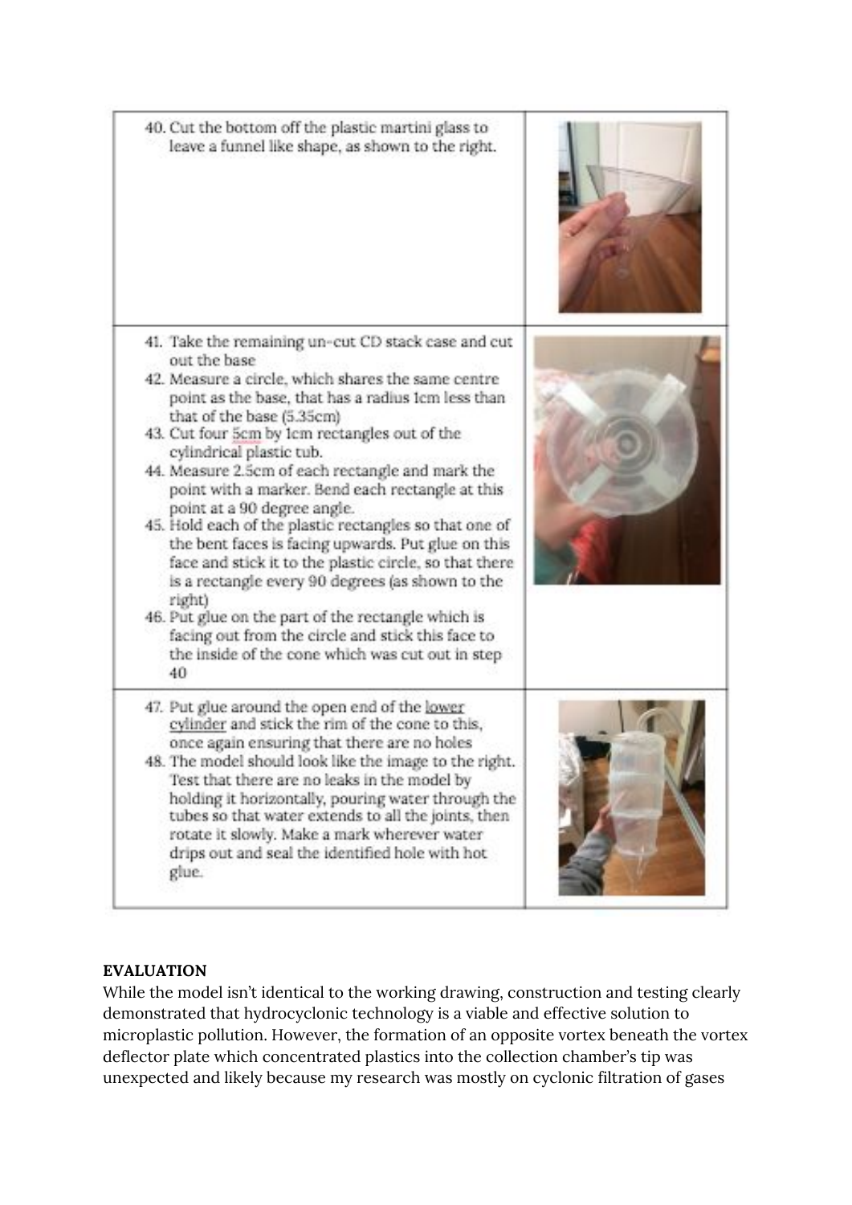| | |
|---|---|
| 40. Cut the bottom off the plastic martini glass to leave a funnel like shape, as shown to the right. | |
| 41. Take the remaining un-cut CD stack case and cut out the base<br>42. Measure a circle, which shares the same centre point as the base, that has a radius 1cm less than that of the base (5.35cm)<br>43. Cut four 5cm by 1cm rectangles out of the cylindrical plastic tub.<br>44. Measure 2.5cm of each rectangle and mark the point with a marker. Bend each rectangle at this point at a 90 degree angle.<br>45. Hold each of the plastic rectangles so that one of the bent faces is facing upwards. Put glue on this face and stick it to the plastic circle, so that there is a rectangle every 90 degrees (as shown to the right)<br>46. Put glue on the part of the rectangle which is facing out from the circle and stick this face to the inside of the cone which was cut out in step 40 | |
| 47. Put glue around the open end of the lower cylinder and stick the rim of the cone to this, once again ensuring that there are no holes<br>48. The model should look like the image to the right. Test that there are no leaks in the model by holding it horizontally, pouring water through the tubes so that water extends to all the joints, then rotate it slowly. Make a mark wherever water drips out and seal the identified hole with hot glue. | |

**EVALUATION**

While the model isn't identical to the working drawing, construction and testing clearly demonstrated that hydrocyclonic technology is a viable and effective solution to microplastic pollution. However, the formation of an opposite vortex beneath the vortex deflector plate which concentrated plastics into the collection chamber's tip was unexpected and likely because my research was mostly on cyclonic filtration of gases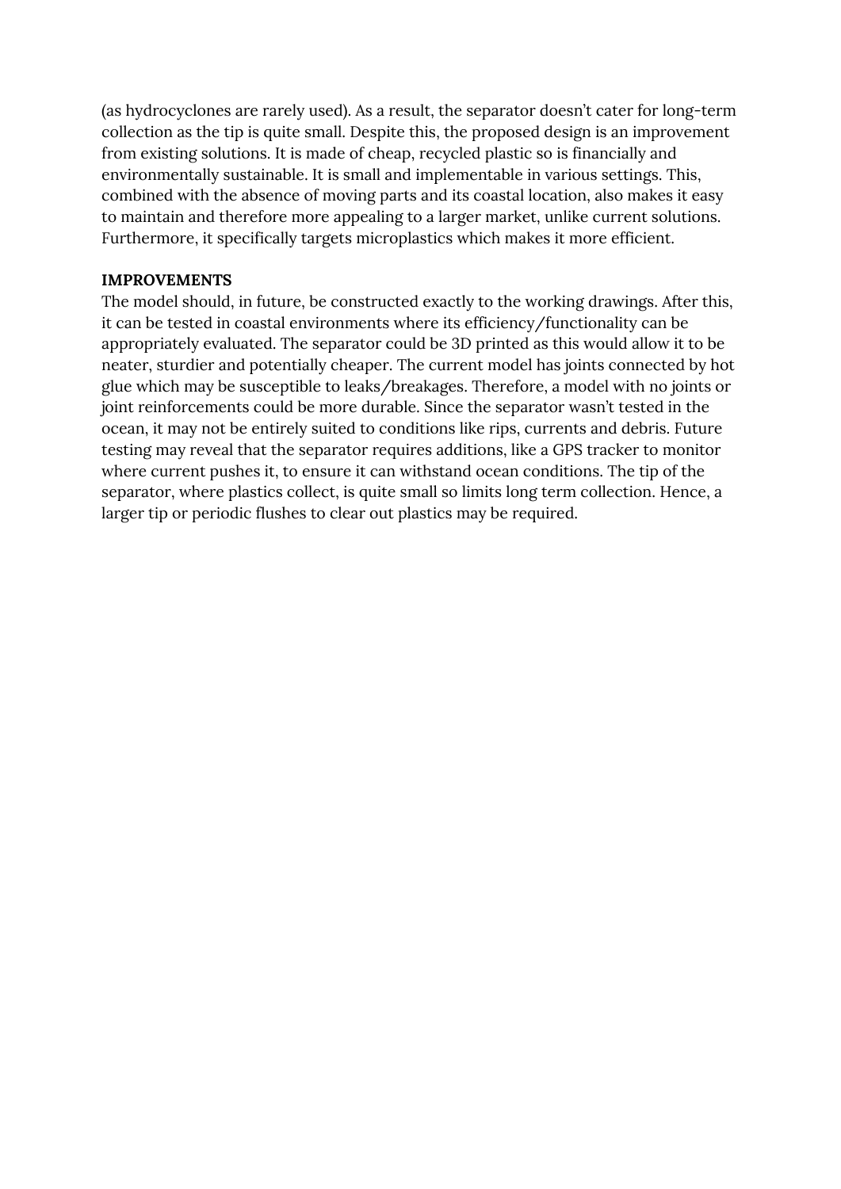(as hydrocyclones are rarely used). As a result, the separator doesn't cater for long-term collection as the tip is quite small. Despite this, the proposed design is an improvement from existing solutions. It is made of cheap, recycled plastic so is financially and environmentally sustainable. It is small and implementable in various settings. This, combined with the absence of moving parts and its coastal location, also makes it easy to maintain and therefore more appealing to a larger market, unlike current solutions. Furthermore, it specifically targets microplastics which makes it more efficient.

**IMPROVEMENTS**

The model should, in future, be constructed exactly to the working drawings. After this, it can be tested in coastal environments where its efficiency/functionality can be appropriately evaluated. The separator could be 3D printed as this would allow it to be neater, sturdier and potentially cheaper. The current model has joints connected by hot glue which may be susceptible to leaks/breakages. Therefore, a model with no joints or joint reinforcements could be more durable. Since the separator wasn't tested in the ocean, it may not be entirely suited to conditions like rips, currents and debris. Future testing may reveal that the separator requires additions, like a GPS tracker to monitor where current pushes it, to ensure it can withstand ocean conditions. The tip of the separator, where plastics collect, is quite small so limits long term collection. Hence, a larger tip or periodic flushes to clear out plastics may be required.